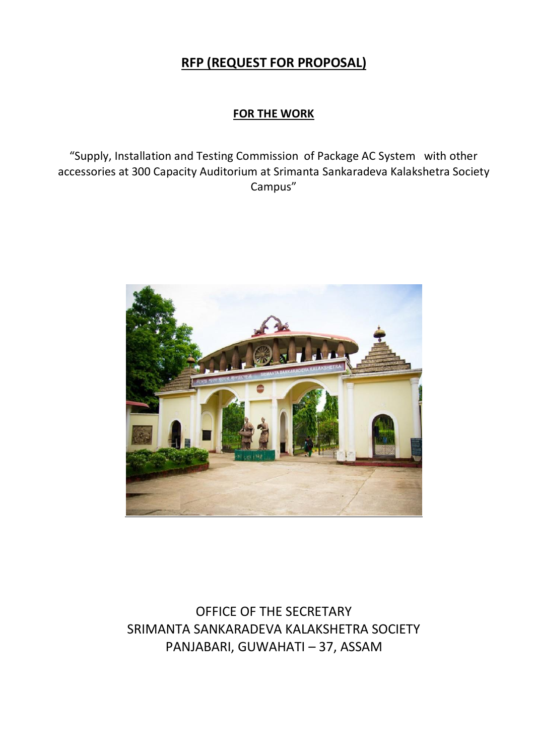# RFP (REQUEST FOR PROPOSAL)

## FOR THE WORK

"Supply, Installation and Testing Commission of Package AC System with other accessories at 300 Capacity Auditorium at Srimanta Sankaradeva Kalakshetra Society Campus"

OFFICE OF THE SECRETARY
SRIMANTA SANKARADEVA KALAKSHETRA SOCIETY
PANJABARI, GUWAHATI – 37, ASSAM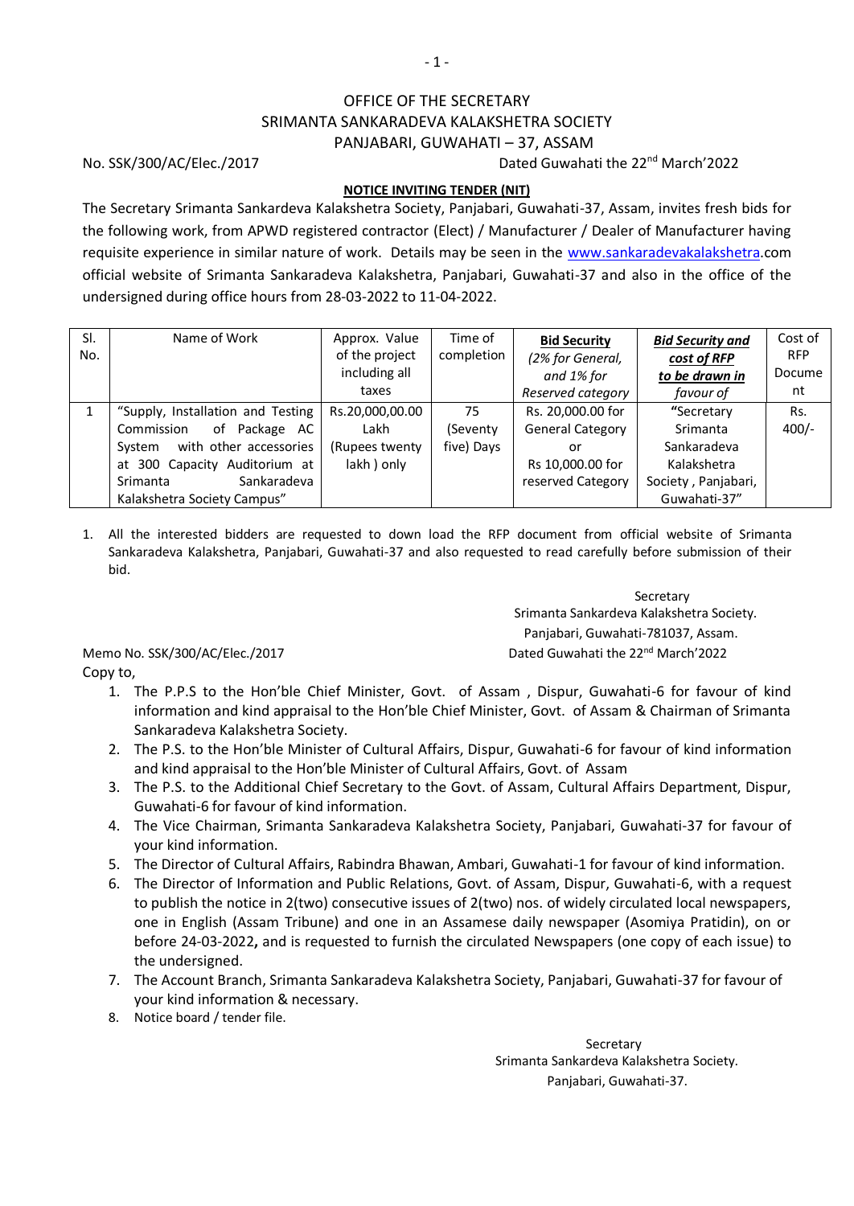# OFFICE OF THE SECRETARY
# SRIMANTA SANKARADEVA KALAKSHETRA SOCIETY
# PANJABARI, GUWAHATI – 37, ASSAM

No. SSK/300/AC/Elec./2017 Dated Guwahati the 22nd March'2022

**NOTICE INVITING TENDER (NIT)**

The Secretary Srimanta Sankardeva Kalakshetra Society, Panjabari, Guwahati-37, Assam, invites fresh bids for the following work, from APWD registered contractor (Elect) / Manufacturer / Dealer of Manufacturer having requisite experience in similar nature of work. Details may be seen in the www.sankaradevakalakshetra.com official website of Srimanta Sankaradeva Kalakshetra, Panjabari, Guwahati-37 and also in the office of the undersigned during office hours from 28-03-2022 to 11-04-2022.

| Sl. No. | Name of Work | Approx. Value of the project including all taxes | Time of completion | **Bid Security** *(2% for General, and 1% for Reserved category* | ***Bid Security and cost of RFP to be drawn in favour of*** | Cost of RFP Document |
|---|---|---|---|---|---|---|
| 1 | "Supply, Installation and Testing Commission of Package AC System with other accessories at 300 Capacity Auditorium at Srimanta Sankaradeva Kalakshetra Society Campus" | Rs.20,000,00.00 Lakh (Rupees twenty lakh ) only | 75 (Seventy five) Days | Rs. 20,000.00 for General Category or Rs 10,000.00 for reserved Category | "Secretary Srimanta Sankaradeva Kalakshetra Society , Panjabari, Guwahati-37" | Rs. 400/- |

1. All the interested bidders are requested to down load the RFP document from official website of Srimanta Sankaradeva Kalakshetra, Panjabari, Guwahati-37 and also requested to read carefully before submission of their bid.

Secretary
Srimanta Sankardeva Kalakshetra Society.
Panjabari, Guwahati-781037, Assam.

Memo No. SSK/300/AC/Elec./2017 Dated Guwahati the 22nd March'2022

Copy to,

1. The P.P.S to the Hon'ble Chief Minister, Govt. of Assam , Dispur, Guwahati-6 for favour of kind information and kind appraisal to the Hon'ble Chief Minister, Govt. of Assam & Chairman of Srimanta Sankaradeva Kalakshetra Society.
2. The P.S. to the Hon'ble Minister of Cultural Affairs, Dispur, Guwahati-6 for favour of kind information and kind appraisal to the Hon'ble Minister of Cultural Affairs, Govt. of Assam
3. The P.S. to the Additional Chief Secretary to the Govt. of Assam, Cultural Affairs Department, Dispur, Guwahati-6 for favour of kind information.
4. The Vice Chairman, Srimanta Sankaradeva Kalakshetra Society, Panjabari, Guwahati-37 for favour of your kind information.
5. The Director of Cultural Affairs, Rabindra Bhawan, Ambari, Guwahati-1 for favour of kind information.
6. The Director of Information and Public Relations, Govt. of Assam, Dispur, Guwahati-6, with a request to publish the notice in 2(two) consecutive issues of 2(two) nos. of widely circulated local newspapers, one in English (Assam Tribune) and one in an Assamese daily newspaper (Asomiya Pratidin), on or before 24-03-2022**,** and is requested to furnish the circulated Newspapers (one copy of each issue) to the undersigned.
7. The Account Branch, Srimanta Sankaradeva Kalakshetra Society, Panjabari, Guwahati-37 for favour of your kind information & necessary.
8. Notice board / tender file.

Secretary
Srimanta Sankardeva Kalakshetra Society.
Panjabari, Guwahati-37.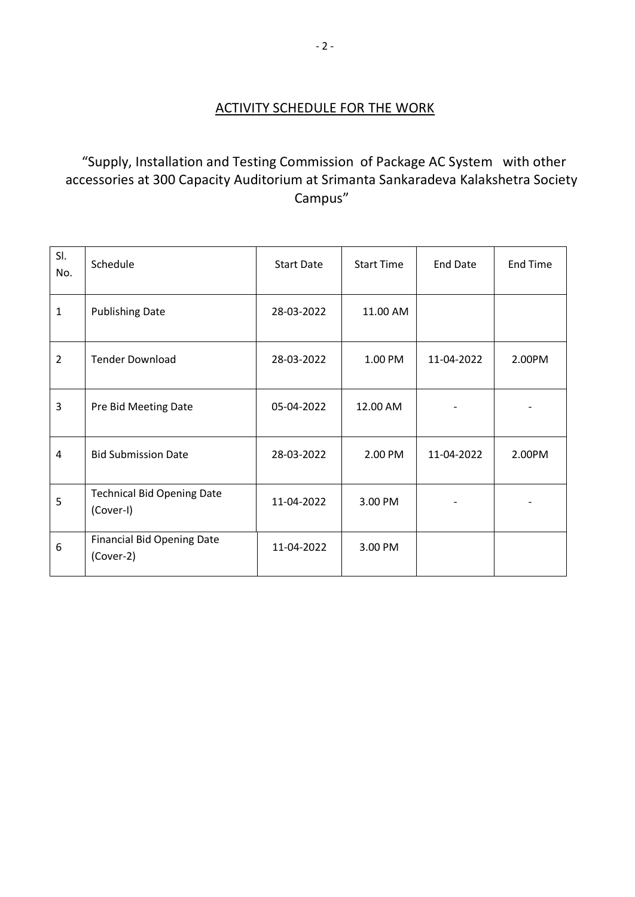## ACTIVITY SCHEDULE FOR THE WORK

"Supply, Installation and Testing Commission of Package AC System with other accessories at 300 Capacity Auditorium at Srimanta Sankaradeva Kalakshetra Society Campus"

| Sl. No. | Schedule | Start Date | Start Time | End Date | End Time |
|---|---|---|---|---|---|
| 1 | Publishing Date | 28-03-2022 | 11.00 AM | | |
| 2 | Tender Download | 28-03-2022 | 1.00 PM | 11-04-2022 | 2.00PM |
| 3 | Pre Bid Meeting Date | 05-04-2022 | 12.00 AM | - | - |
| 4 | Bid Submission Date | 28-03-2022 | 2.00 PM | 11-04-2022 | 2.00PM |
| 5 | Technical Bid Opening Date (Cover-I) | 11-04-2022 | 3.00 PM | - | - |
| 6 | Financial Bid Opening Date (Cover-2) | 11-04-2022 | 3.00 PM | | |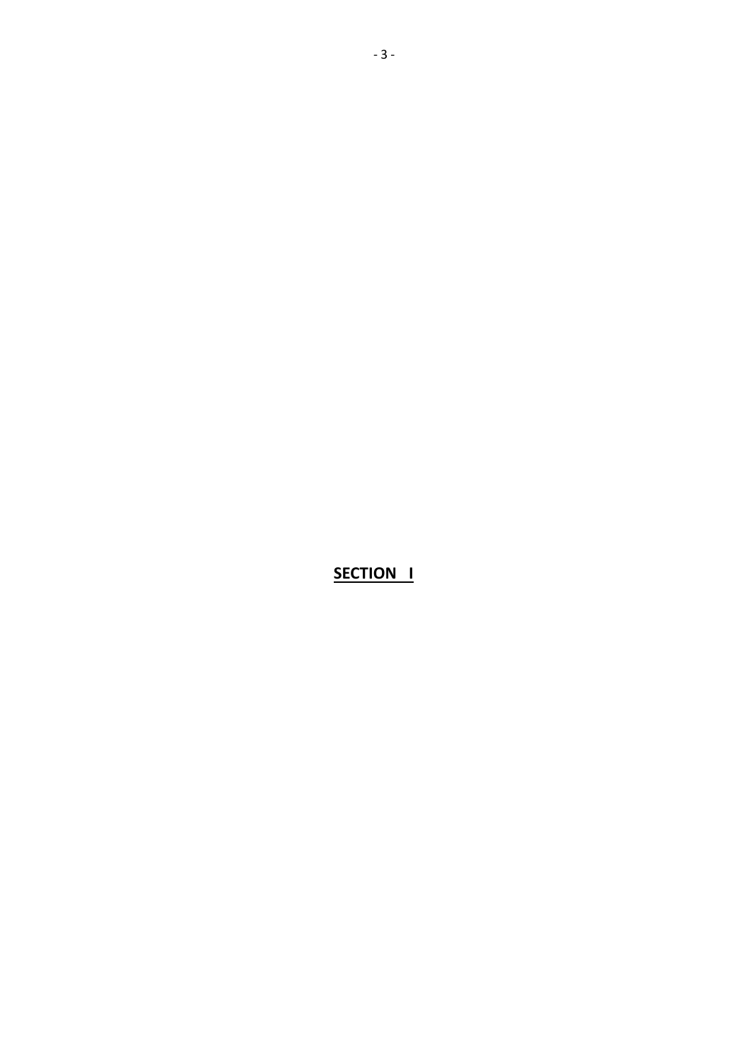# SECTION I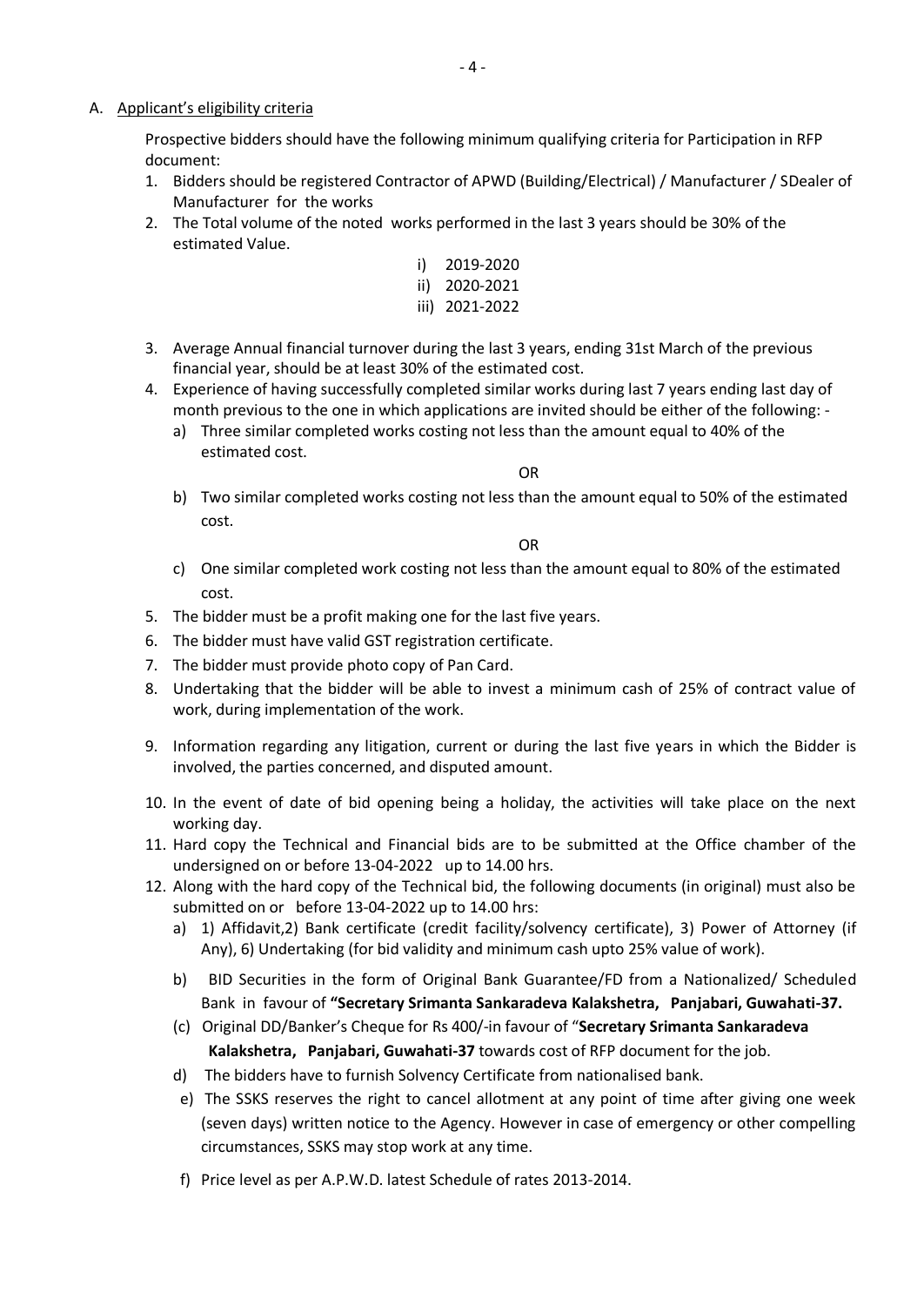A. Applicant's eligibility criteria

Prospective bidders should have the following minimum qualifying criteria for Participation in RFP document:

1. Bidders should be registered Contractor of APWD (Building/Electrical) / Manufacturer / SDealer of Manufacturer for the works
2. The Total volume of the noted works performed in the last 3 years should be 30% of the estimated Value.
   i) 2019-2020
   ii) 2020-2021
   iii) 2021-2022
3. Average Annual financial turnover during the last 3 years, ending 31st March of the previous financial year, should be at least 30% of the estimated cost.
4. Experience of having successfully completed similar works during last 7 years ending last day of month previous to the one in which applications are invited should be either of the following: -
   a) Three similar completed works costing not less than the amount equal to 40% of the estimated cost.

      OR

   b) Two similar completed works costing not less than the amount equal to 50% of the estimated cost.

      OR

   c) One similar completed work costing not less than the amount equal to 80% of the estimated cost.
5. The bidder must be a profit making one for the last five years.
6. The bidder must have valid GST registration certificate.
7. The bidder must provide photo copy of Pan Card.
8. Undertaking that the bidder will be able to invest a minimum cash of 25% of contract value of work, during implementation of the work.
9. Information regarding any litigation, current or during the last five years in which the Bidder is involved, the parties concerned, and disputed amount.
10. In the event of date of bid opening being a holiday, the activities will take place on the next working day.
11. Hard copy the Technical and Financial bids are to be submitted at the Office chamber of the undersigned on or before 13-04-2022 up to 14.00 hrs.
12. Along with the hard copy of the Technical bid, the following documents (in original) must also be submitted on or before 13-04-2022 up to 14.00 hrs:
    a) 1) Affidavit,2) Bank certificate (credit facility/solvency certificate), 3) Power of Attorney (if Any), 6) Undertaking (for bid validity and minimum cash upto 25% value of work).
    b) BID Securities in the form of Original Bank Guarantee/FD from a Nationalized/ Scheduled Bank in favour of **"Secretary Srimanta Sankaradeva Kalakshetra, Panjabari, Guwahati-37.**
    (c) Original DD/Banker's Cheque for Rs 400/-in favour of "**Secretary Srimanta Sankaradeva Kalakshetra, Panjabari, Guwahati-37** towards cost of RFP document for the job.
    d) The bidders have to furnish Solvency Certificate from nationalised bank.
    e) The SSKS reserves the right to cancel allotment at any point of time after giving one week (seven days) written notice to the Agency. However in case of emergency or other compelling circumstances, SSKS may stop work at any time.
    f) Price level as per A.P.W.D. latest Schedule of rates 2013-2014.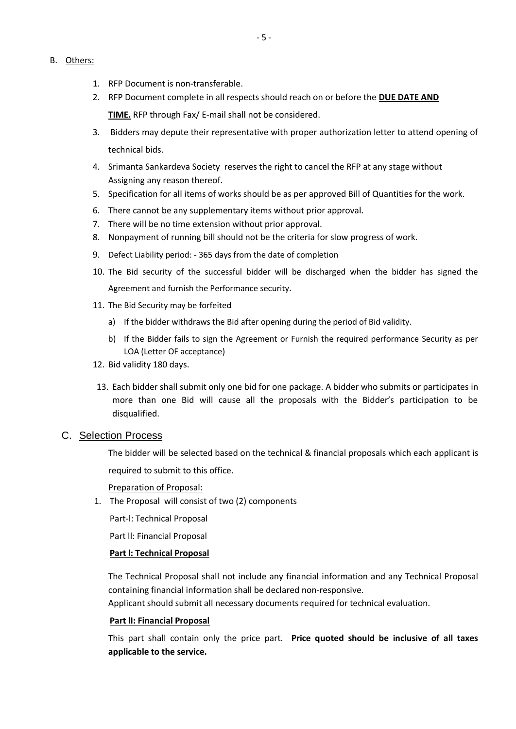## B. Others:

1. RFP Document is non-transferable.
2. RFP Document complete in all respects should reach on or before the **DUE DATE AND TIME.** RFP through Fax/ E-mail shall not be considered.
3. Bidders may depute their representative with proper authorization letter to attend opening of technical bids.
4. Srimanta Sankardeva Society reserves the right to cancel the RFP at any stage without Assigning any reason thereof.
5. Specification for all items of works should be as per approved Bill of Quantities for the work.
6. There cannot be any supplementary items without prior approval.
7. There will be no time extension without prior approval.
8. Nonpayment of running bill should not be the criteria for slow progress of work.
9. Defect Liability period: - 365 days from the date of completion
10. The Bid security of the successful bidder will be discharged when the bidder has signed the Agreement and furnish the Performance security.
11. The Bid Security may be forfeited
    a) If the bidder withdraws the Bid after opening during the period of Bid validity.
    b) If the Bidder fails to sign the Agreement or Furnish the required performance Security as per LOA (Letter OF acceptance)
12. Bid validity 180 days.
13. Each bidder shall submit only one bid for one package. A bidder who submits or participates in more than one Bid will cause all the proposals with the Bidder's participation to be disqualified.

## C. Selection Process

The bidder will be selected based on the technical & financial proposals which each applicant is required to submit to this office.

Preparation of Proposal:

1. The Proposal will consist of two (2) components

Part-I: Technical Proposal

Part II: Financial Proposal

**Part I: Technical Proposal**

The Technical Proposal shall not include any financial information and any Technical Proposal containing financial information shall be declared non-responsive.
Applicant should submit all necessary documents required for technical evaluation.

**Part II: Financial Proposal**

This part shall contain only the price part. **Price quoted should be inclusive of all taxes applicable to the service.**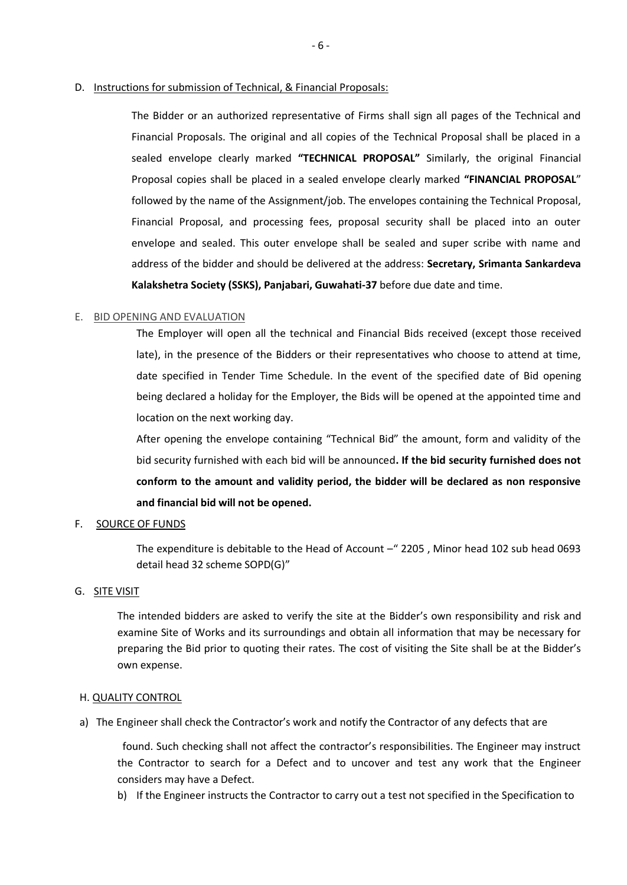D. <u>Instructions for submission of Technical, & Financial Proposals:</u>

The Bidder or an authorized representative of Firms shall sign all pages of the Technical and Financial Proposals. The original and all copies of the Technical Proposal shall be placed in a sealed envelope clearly marked **"TECHNICAL PROPOSAL"** Similarly, the original Financial Proposal copies shall be placed in a sealed envelope clearly marked **"FINANCIAL PROPOSAL**" followed by the name of the Assignment/job. The envelopes containing the Technical Proposal, Financial Proposal, and processing fees, proposal security shall be placed into an outer envelope and sealed. This outer envelope shall be sealed and super scribe with name and address of the bidder and should be delivered at the address: **Secretary, Srimanta Sankardeva Kalakshetra Society (SSKS), Panjabari, Guwahati-37** before due date and time.

E. <u>BID OPENING AND EVALUATION</u>

The Employer will open all the technical and Financial Bids received (except those received late), in the presence of the Bidders or their representatives who choose to attend at time, date specified in Tender Time Schedule. In the event of the specified date of Bid opening being declared a holiday for the Employer, the Bids will be opened at the appointed time and location on the next working day.

After opening the envelope containing "Technical Bid" the amount, form and validity of the bid security furnished with each bid will be announced**. If the bid security furnished does not conform to the amount and validity period, the bidder will be declared as non responsive and financial bid will not be opened.**

F. <u>SOURCE OF FUNDS</u>

The expenditure is debitable to the Head of Account –" 2205 , Minor head 102 sub head 0693 detail head 32 scheme SOPD(G)"

G. <u>SITE VISIT</u>

The intended bidders are asked to verify the site at the Bidder's own responsibility and risk and examine Site of Works and its surroundings and obtain all information that may be necessary for preparing the Bid prior to quoting their rates. The cost of visiting the Site shall be at the Bidder's own expense.

H. <u>QUALITY CONTROL</u>

a) The Engineer shall check the Contractor's work and notify the Contractor of any defects that are found. Such checking shall not affect the contractor's responsibilities. The Engineer may instruct the Contractor to search for a Defect and to uncover and test any work that the Engineer considers may have a Defect.

b) If the Engineer instructs the Contractor to carry out a test not specified in the Specification to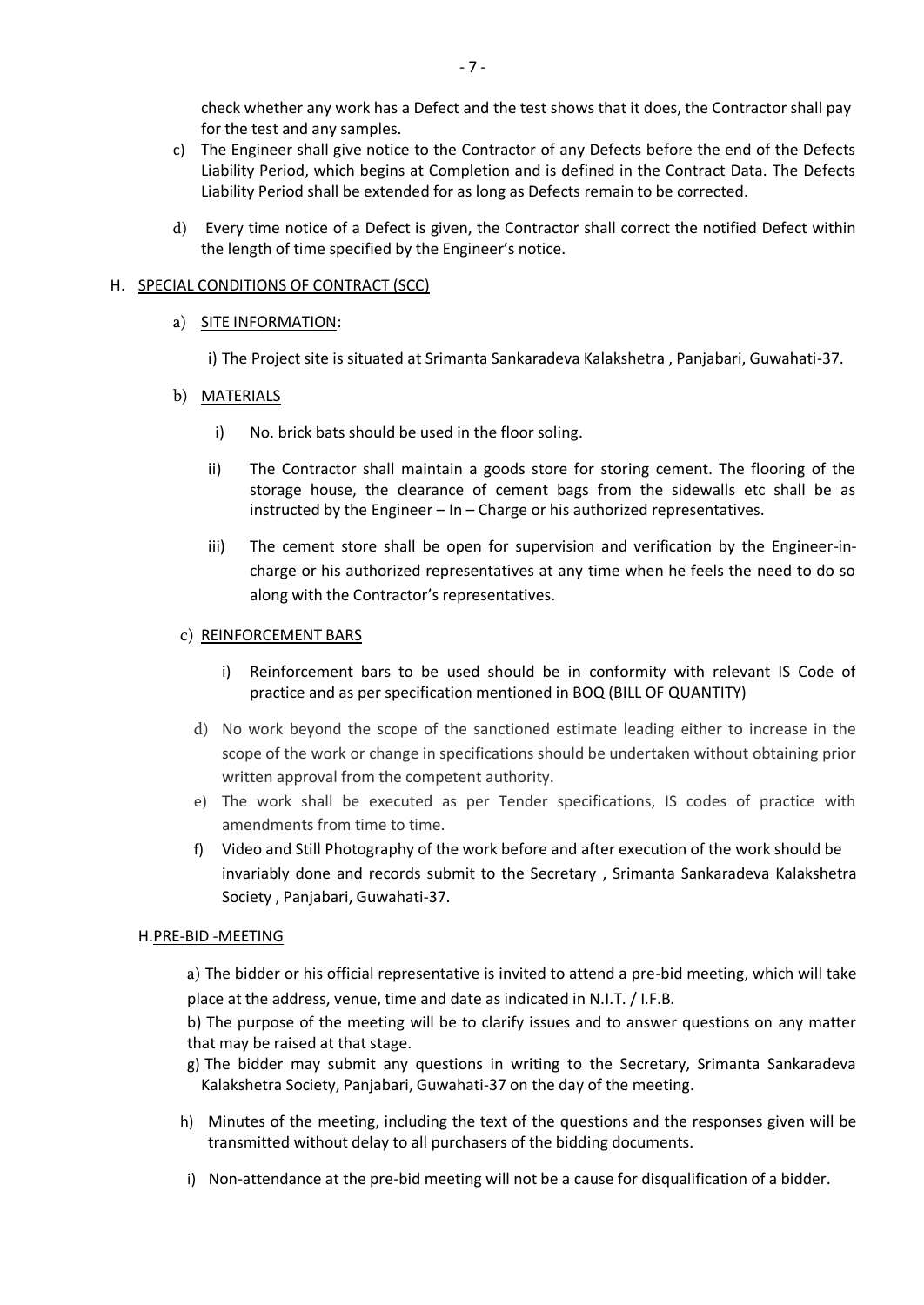check whether any work has a Defect and the test shows that it does, the Contractor shall pay for the test and any samples.

c) The Engineer shall give notice to the Contractor of any Defects before the end of the Defects Liability Period, which begins at Completion and is defined in the Contract Data. The Defects Liability Period shall be extended for as long as Defects remain to be corrected.

d) Every time notice of a Defect is given, the Contractor shall correct the notified Defect within the length of time specified by the Engineer's notice.

H. <u>SPECIAL CONDITIONS OF CONTRACT (SCC)</u>

a) <u>SITE INFORMATION</u>:

i) The Project site is situated at Srimanta Sankaradeva Kalakshetra , Panjabari, Guwahati-37.

b) <u>MATERIALS</u>

i) No. brick bats should be used in the floor soling.

ii) The Contractor shall maintain a goods store for storing cement. The flooring of the storage house, the clearance of cement bags from the sidewalls etc shall be as instructed by the Engineer – In – Charge or his authorized representatives.

iii) The cement store shall be open for supervision and verification by the Engineer-in-charge or his authorized representatives at any time when he feels the need to do so along with the Contractor's representatives.

c) <u>REINFORCEMENT BARS</u>

i) Reinforcement bars to be used should be in conformity with relevant IS Code of practice and as per specification mentioned in BOQ (BILL OF QUANTITY)

d) No work beyond the scope of the sanctioned estimate leading either to increase in the scope of the work or change in specifications should be undertaken without obtaining prior written approval from the competent authority.

e) The work shall be executed as per Tender specifications, IS codes of practice with amendments from time to time.

f) Video and Still Photography of the work before and after execution of the work should be invariably done and records submit to the Secretary , Srimanta Sankaradeva Kalakshetra Society , Panjabari, Guwahati-37.

H.<u>PRE-BID -MEETING</u>

a) The bidder or his official representative is invited to attend a pre-bid meeting, which will take place at the address, venue, time and date as indicated in N.I.T. / I.F.B.

b) The purpose of the meeting will be to clarify issues and to answer questions on any matter that may be raised at that stage.

g) The bidder may submit any questions in writing to the Secretary, Srimanta Sankaradeva Kalakshetra Society, Panjabari, Guwahati-37 on the day of the meeting.

h) Minutes of the meeting, including the text of the questions and the responses given will be transmitted without delay to all purchasers of the bidding documents.

i) Non-attendance at the pre-bid meeting will not be a cause for disqualification of a bidder.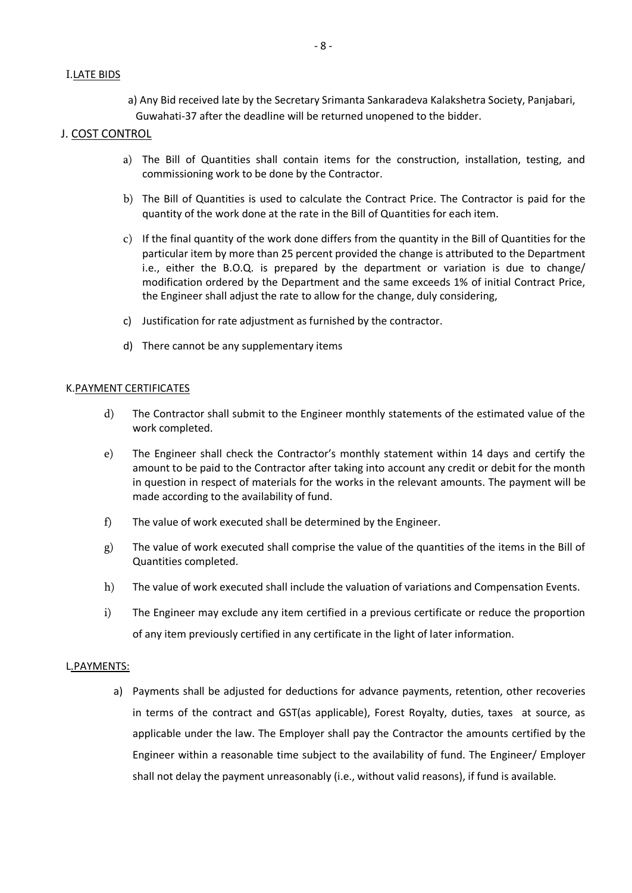## I. LATE BIDS

a) Any Bid received late by the Secretary Srimanta Sankaradeva Kalakshetra Society, Panjabari, Guwahati-37 after the deadline will be returned unopened to the bidder.

## J. COST CONTROL

a) The Bill of Quantities shall contain items for the construction, installation, testing, and commissioning work to be done by the Contractor.

b) The Bill of Quantities is used to calculate the Contract Price. The Contractor is paid for the quantity of the work done at the rate in the Bill of Quantities for each item.

c) If the final quantity of the work done differs from the quantity in the Bill of Quantities for the particular item by more than 25 percent provided the change is attributed to the Department i.e., either the B.O.Q. is prepared by the department or variation is due to change/ modification ordered by the Department and the same exceeds 1% of initial Contract Price, the Engineer shall adjust the rate to allow for the change, duly considering,

c) Justification for rate adjustment as furnished by the contractor.

d) There cannot be any supplementary items

## K. PAYMENT CERTIFICATES

d) The Contractor shall submit to the Engineer monthly statements of the estimated value of the work completed.

e) The Engineer shall check the Contractor's monthly statement within 14 days and certify the amount to be paid to the Contractor after taking into account any credit or debit for the month in question in respect of materials for the works in the relevant amounts. The payment will be made according to the availability of fund.

f) The value of work executed shall be determined by the Engineer.

g) The value of work executed shall comprise the value of the quantities of the items in the Bill of Quantities completed.

h) The value of work executed shall include the valuation of variations and Compensation Events.

i) The Engineer may exclude any item certified in a previous certificate or reduce the proportion of any item previously certified in any certificate in the light of later information.

## L. PAYMENTS:

a) Payments shall be adjusted for deductions for advance payments, retention, other recoveries in terms of the contract and GST(as applicable), Forest Royalty, duties, taxes at source, as applicable under the law. The Employer shall pay the Contractor the amounts certified by the Engineer within a reasonable time subject to the availability of fund. The Engineer/ Employer shall not delay the payment unreasonably (i.e., without valid reasons), if fund is available.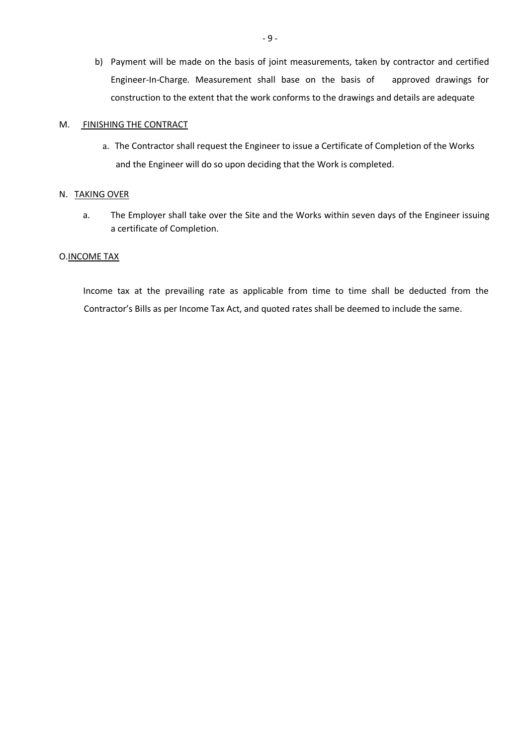b) Payment will be made on the basis of joint measurements, taken by contractor and certified Engineer-In-Charge. Measurement shall base on the basis of approved drawings for construction to the extent that the work conforms to the drawings and details are adequate

M. <u>FINISHING THE CONTRACT</u>

a. The Contractor shall request the Engineer to issue a Certificate of Completion of the Works and the Engineer will do so upon deciding that the Work is completed.

N. <u>TAKING OVER</u>

a. The Employer shall take over the Site and the Works within seven days of the Engineer issuing a certificate of Completion.

O. <u>INCOME TAX</u>

Income tax at the prevailing rate as applicable from time to time shall be deducted from the Contractor's Bills as per Income Tax Act, and quoted rates shall be deemed to include the same.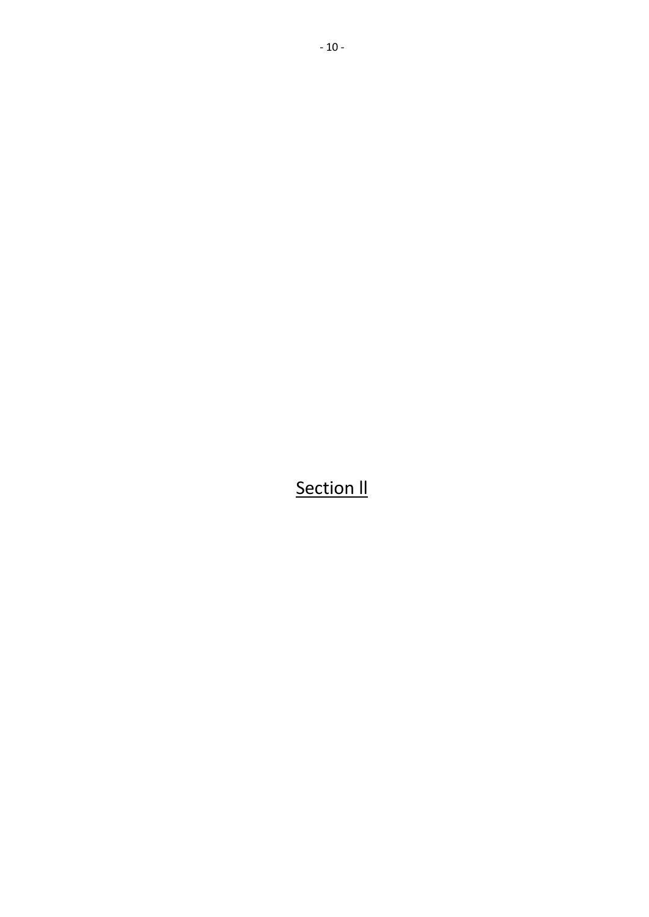# Section ll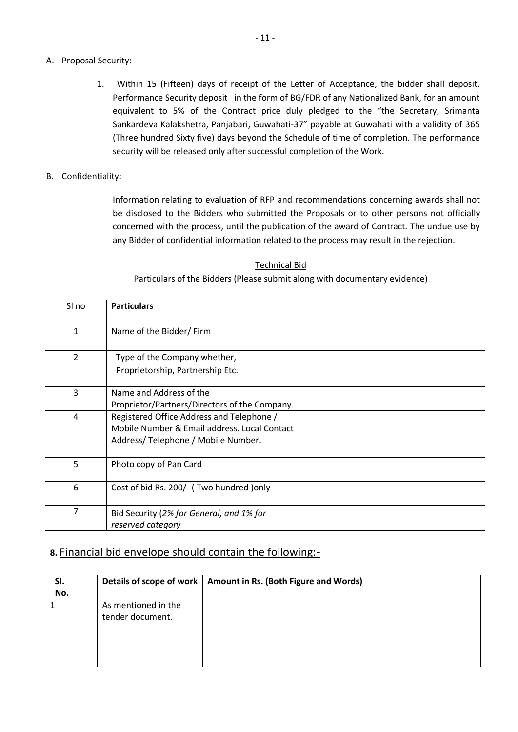A. Proposal Security:

1. Within 15 (Fifteen) days of receipt of the Letter of Acceptance, the bidder shall deposit, Performance Security deposit in the form of BG/FDR of any Nationalized Bank, for an amount equivalent to 5% of the Contract price duly pledged to the "the Secretary, Srimanta Sankardeva Kalakshetra, Panjabari, Guwahati-37" payable at Guwahati with a validity of 365 (Three hundred Sixty five) days beyond the Schedule of time of completion. The performance security will be released only after successful completion of the Work.

B. Confidentiality:

Information relating to evaluation of RFP and recommendations concerning awards shall not be disclosed to the Bidders who submitted the Proposals or to other persons not officially concerned with the process, until the publication of the award of Contract. The undue use by any Bidder of confidential information related to the process may result in the rejection.

Technical Bid

Particulars of the Bidders (Please submit along with documentary evidence)

| Sl no | **Particulars** | |
|---|---|---|
| 1 | Name of the Bidder/ Firm | |
| 2 | Type of the Company whether, Proprietorship, Partnership Etc. | |
| 3 | Name and Address of the Proprietor/Partners/Directors of the Company. | |
| 4 | Registered Office Address and Telephone / Mobile Number & Email address. Local Contact Address/ Telephone / Mobile Number. | |
| 5 | Photo copy of Pan Card | |
| 6 | Cost of bid Rs. 200/- ( Two hundred )only | |
| 7 | Bid Security (*2% for General, and 1% for reserved category* | |

## 8. Financial bid envelope should contain the following:-

| Sl. No. | Details of scope of work | Amount in Rs. (Both Figure and Words) |
|---|---|---|
| 1 | As mentioned in the tender document. | |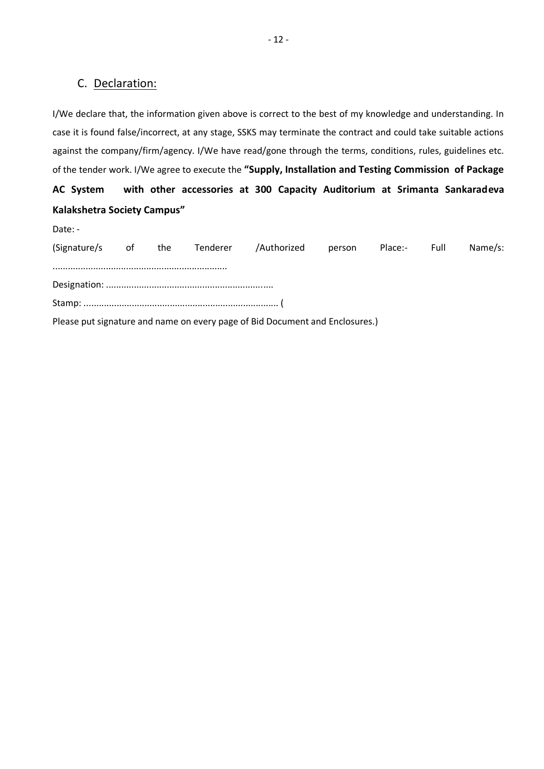## C. Declaration:

I/We declare that, the information given above is correct to the best of my knowledge and understanding. In case it is found false/incorrect, at any stage, SSKS may terminate the contract and could take suitable actions against the company/firm/agency. I/We have read/gone through the terms, conditions, rules, guidelines etc. of the tender work. I/We agree to execute the **"Supply, Installation and Testing Commission of Package AC System with other accessories at 300 Capacity Auditorium at Srimanta Sankaradeva Kalakshetra Society Campus"**

Date: -

(Signature/s of the Tenderer /Authorized person Place:- Full Name/s: ...................................................................

Designation: ...............................................................

Stamp: ........................................................................... (

Please put signature and name on every page of Bid Document and Enclosures.)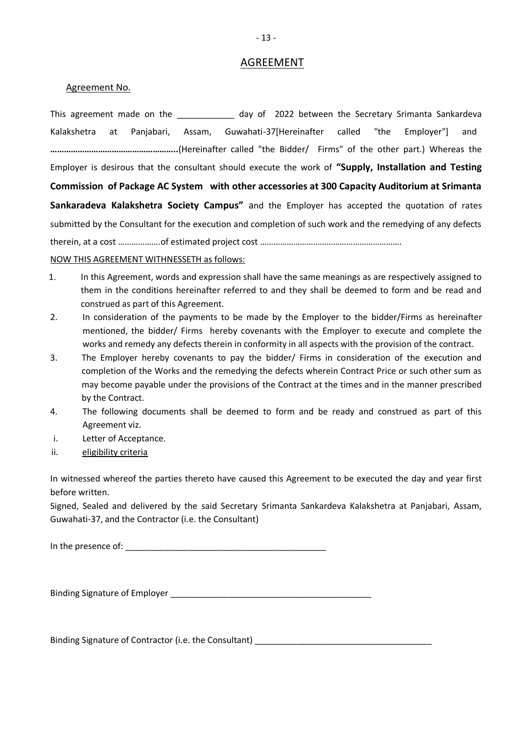# AGREEMENT

Agreement No.

This agreement made on the ____________ day of 2022 between the Secretary Srimanta Sankardeva Kalakshetra at Panjabari, Assam, Guwahati-37[Hereinafter called "the Employer"] and **……………………………………………..**(Hereinafter called "the Bidder/ Firms" of the other part.) Whereas the Employer is desirous that the consultant should execute the work of **"Supply, Installation and Testing Commission of Package AC System with other accessories at 300 Capacity Auditorium at Srimanta Sankaradeva Kalakshetra Society Campus"** and the Employer has accepted the quotation of rates submitted by the Consultant for the execution and completion of such work and the remedying of any defects therein, at a cost ……………….of estimated project cost …………………………………………………….

NOW THIS AGREEMENT WITHNESSETH as follows:

1. In this Agreement, words and expression shall have the same meanings as are respectively assigned to them in the conditions hereinafter referred to and they shall be deemed to form and be read and construed as part of this Agreement.
2. In consideration of the payments to be made by the Employer to the bidder/Firms as hereinafter mentioned, the bidder/ Firms hereby covenants with the Employer to execute and complete the works and remedy any defects therein in conformity in all aspects with the provision of the contract.
3. The Employer hereby covenants to pay the bidder/ Firms in consideration of the execution and completion of the Works and the remedying the defects wherein Contract Price or such other sum as may become payable under the provisions of the Contract at the times and in the manner prescribed by the Contract.
4. The following documents shall be deemed to form and be ready and construed as part of this Agreement viz.

i. Letter of Acceptance.
ii. eligibility criteria

In witnessed whereof the parties thereto have caused this Agreement to be executed the day and year first before written.

Signed, Sealed and delivered by the said Secretary Srimanta Sankardeva Kalakshetra at Panjabari, Assam, Guwahati-37, and the Contractor (i.e. the Consultant)

In the presence of: ___________________________________________

Binding Signature of Employer ___________________________________________

Binding Signature of Contractor (i.e. the Consultant) _____________________________________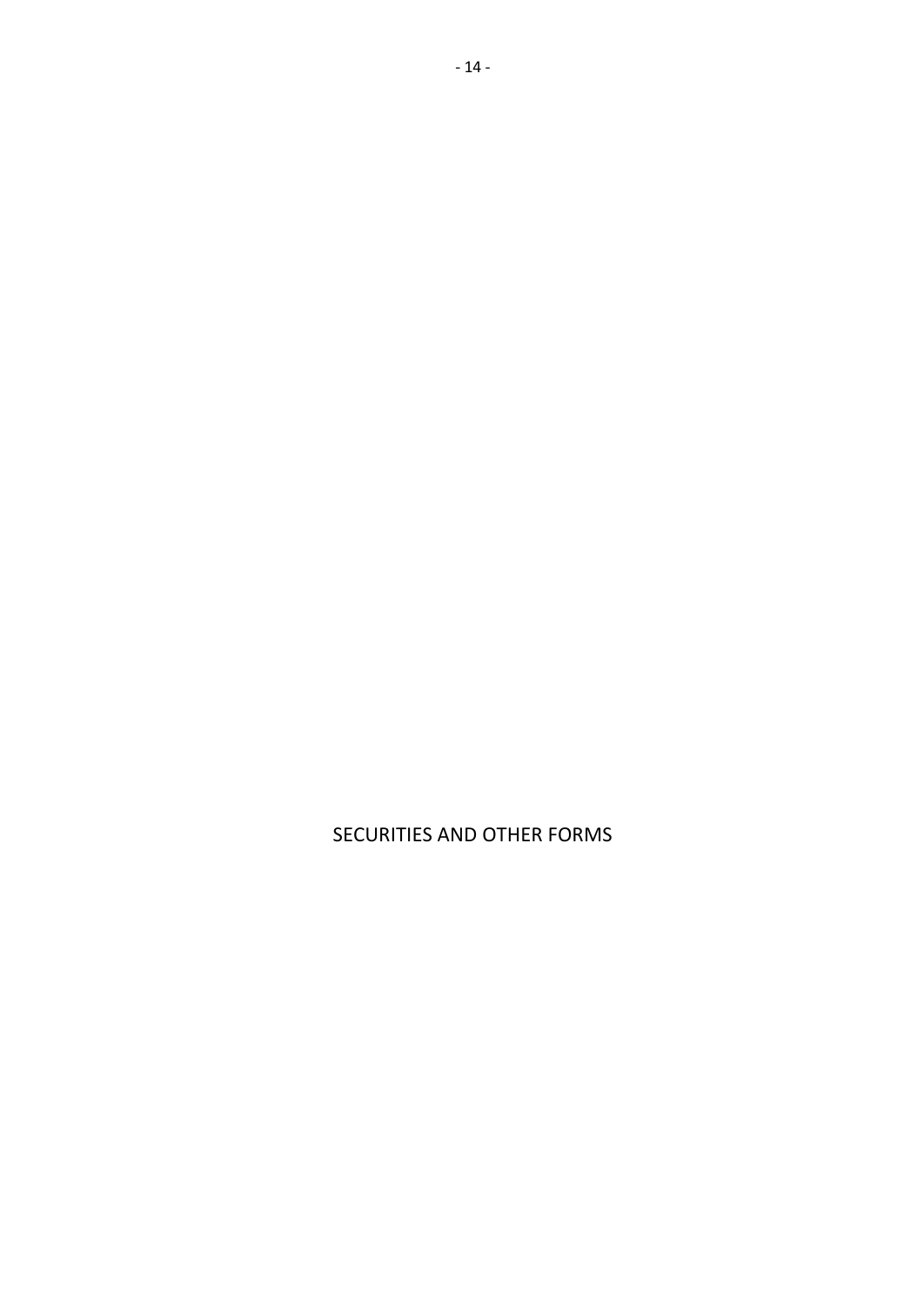SECURITIES AND OTHER FORMS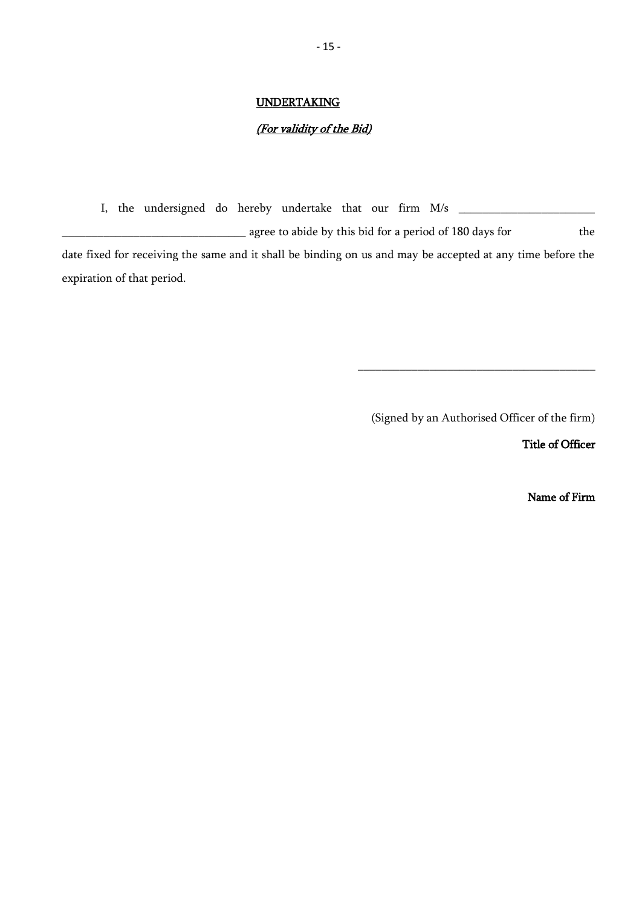## UNDERTAKING

### *(For validity of the Bid)*

I, the undersigned do hereby undertake that our firm M/s _______________________ _______________________________ agree to abide by this bid for a period of 180 days for the date fixed for receiving the same and it shall be binding on us and may be accepted at any time before the expiration of that period.

________________________________________

(Signed by an Authorised Officer of the firm)

**Title of Officer**

**Name of Firm**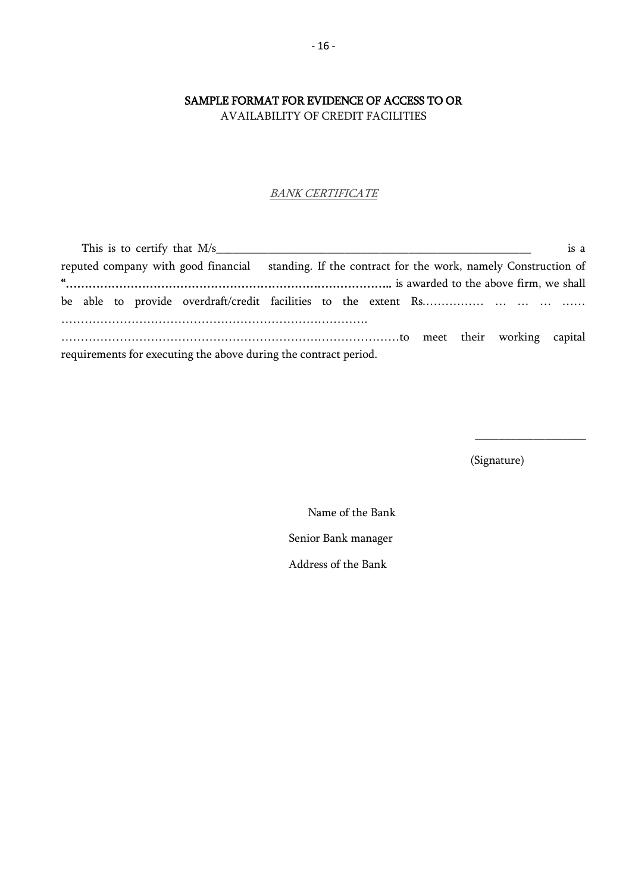## SAMPLE FORMAT FOR EVIDENCE OF ACCESS TO OR AVAILABILITY OF CREDIT FACILITIES

*BANK CERTIFICATE*

This is to certify that M/s\_\_\_\_\_\_\_\_\_\_\_\_\_\_\_\_\_\_\_\_\_\_\_\_\_\_\_\_\_\_\_\_\_\_\_\_\_\_\_\_\_\_\_\_\_\_\_\_\_\_\_\_\_\_\_ is a reputed company with good financial standing. If the contract for the work, namely Construction of **"………………………………………………………………………………..** is awarded to the above firm, we shall be able to provide overdraft/credit facilities to the extent Rs…………… … … … …… ……………………………………………………………………. ……………………………………………………………………………to meet their working capital requirements for executing the above during the contract period.

\_\_\_\_\_\_\_\_\_\_\_\_\_\_\_\_\_\_

(Signature)

Name of the Bank

Senior Bank manager

Address of the Bank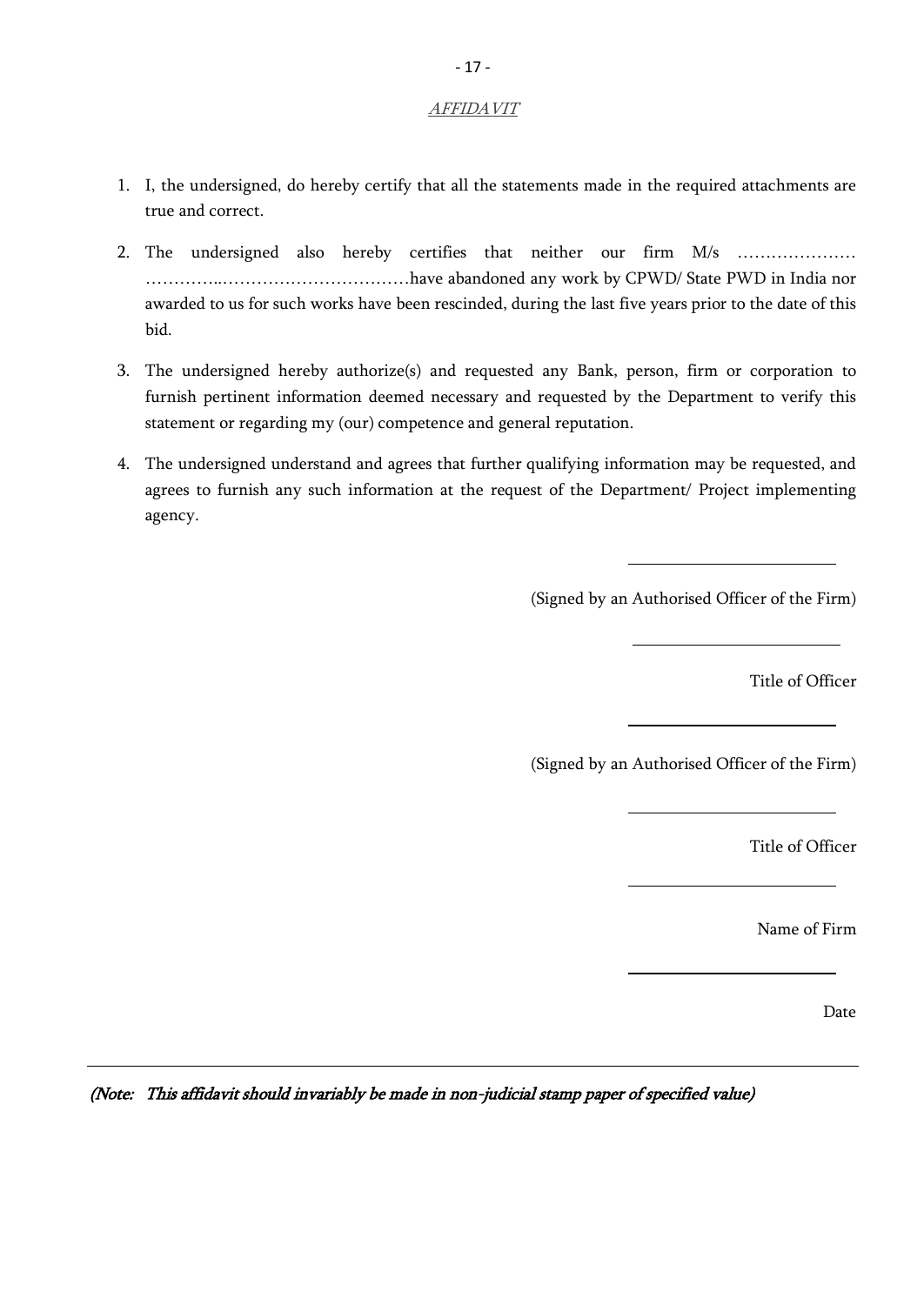*AFFIDAVIT*

1. I, the undersigned, do hereby certify that all the statements made in the required attachments are true and correct.

2. The undersigned also hereby certifies that neither our firm M/s ………………… …………..……………………………have abandoned any work by CPWD/ State PWD in India nor awarded to us for such works have been rescinded, during the last five years prior to the date of this bid.

3. The undersigned hereby authorize(s) and requested any Bank, person, firm or corporation to furnish pertinent information deemed necessary and requested by the Department to verify this statement or regarding my (our) competence and general reputation.

4. The undersigned understand and agrees that further qualifying information may be requested, and agrees to furnish any such information at the request of the Department/ Project implementing agency.

\_\_\_\_\_\_\_\_\_\_\_\_\_\_\_\_\_\_\_\_\_\_\_\_

(Signed by an Authorised Officer of the Firm)

\_\_\_\_\_\_\_\_\_\_\_\_\_\_\_\_\_\_\_\_\_\_\_\_

Title of Officer

\_\_\_\_\_\_\_\_\_\_\_\_\_\_\_\_\_\_\_\_\_\_\_\_

(Signed by an Authorised Officer of the Firm)

\_\_\_\_\_\_\_\_\_\_\_\_\_\_\_\_\_\_\_\_\_\_\_\_

Title of Officer

\_\_\_\_\_\_\_\_\_\_\_\_\_\_\_\_\_\_\_\_\_\_\_\_

Name of Firm

\_\_\_\_\_\_\_\_\_\_\_\_\_\_\_\_\_\_\_\_\_\_\_\_

Date

---

*(Note: This affidavit should invariably be made in non-judicial stamp paper of specified value)*